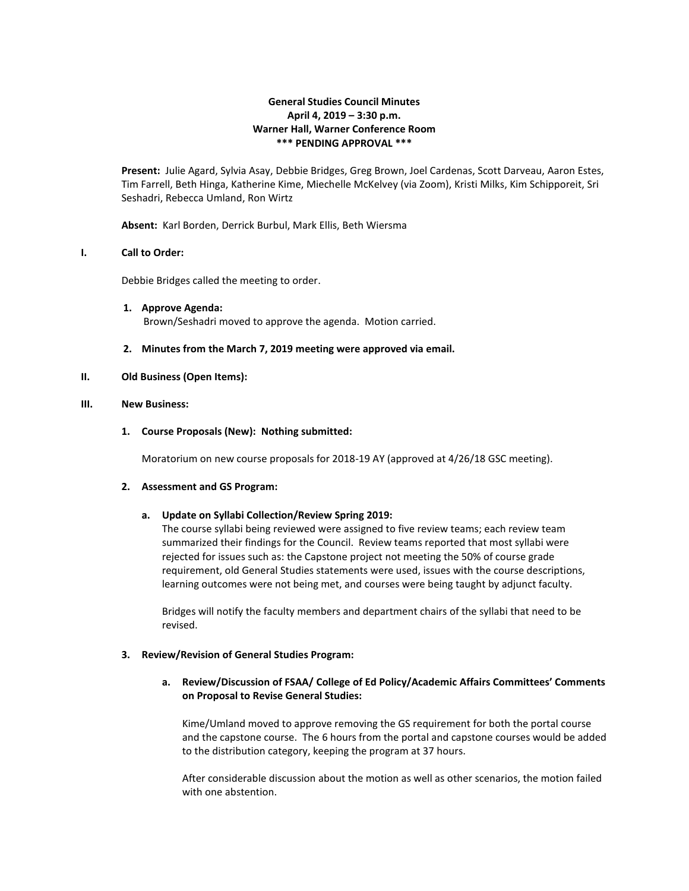**General Studies Council Minutes**
**April 4, 2019 – 3:30 p.m.**
**Warner Hall, Warner Conference Room**
**\*\*\* PENDING APPROVAL \*\*\***

**Present:** Julie Agard, Sylvia Asay, Debbie Bridges, Greg Brown, Joel Cardenas, Scott Darveau, Aaron Estes, Tim Farrell, Beth Hinga, Katherine Kime, Miechelle McKelvey (via Zoom), Kristi Milks, Kim Schipporeit, Sri Seshadri, Rebecca Umland, Ron Wirtz

**Absent:** Karl Borden, Derrick Burbul, Mark Ellis, Beth Wiersma

## I. Call to Order:

Debbie Bridges called the meeting to order.

1. **Approve Agenda:**
   Brown/Seshadri moved to approve the agenda. Motion carried.

2. **Minutes from the March 7, 2019 meeting were approved via email.**

## II. Old Business (Open Items):

## III. New Business:

1. **Course Proposals (New): Nothing submitted:**

   Moratorium on new course proposals for 2018-19 AY (approved at 4/26/18 GSC meeting).

2. **Assessment and GS Program:**

   a. **Update on Syllabi Collection/Review Spring 2019:**
   The course syllabi being reviewed were assigned to five review teams; each review team summarized their findings for the Council. Review teams reported that most syllabi were rejected for issues such as: the Capstone project not meeting the 50% of course grade requirement, old General Studies statements were used, issues with the course descriptions, learning outcomes were not being met, and courses were being taught by adjunct faculty.

   Bridges will notify the faculty members and department chairs of the syllabi that need to be revised.

3. **Review/Revision of General Studies Program:**

   a. **Review/Discussion of FSAA/ College of Ed Policy/Academic Affairs Committees' Comments on Proposal to Revise General Studies:**

   Kime/Umland moved to approve removing the GS requirement for both the portal course and the capstone course. The 6 hours from the portal and capstone courses would be added to the distribution category, keeping the program at 37 hours.

   After considerable discussion about the motion as well as other scenarios, the motion failed with one abstention.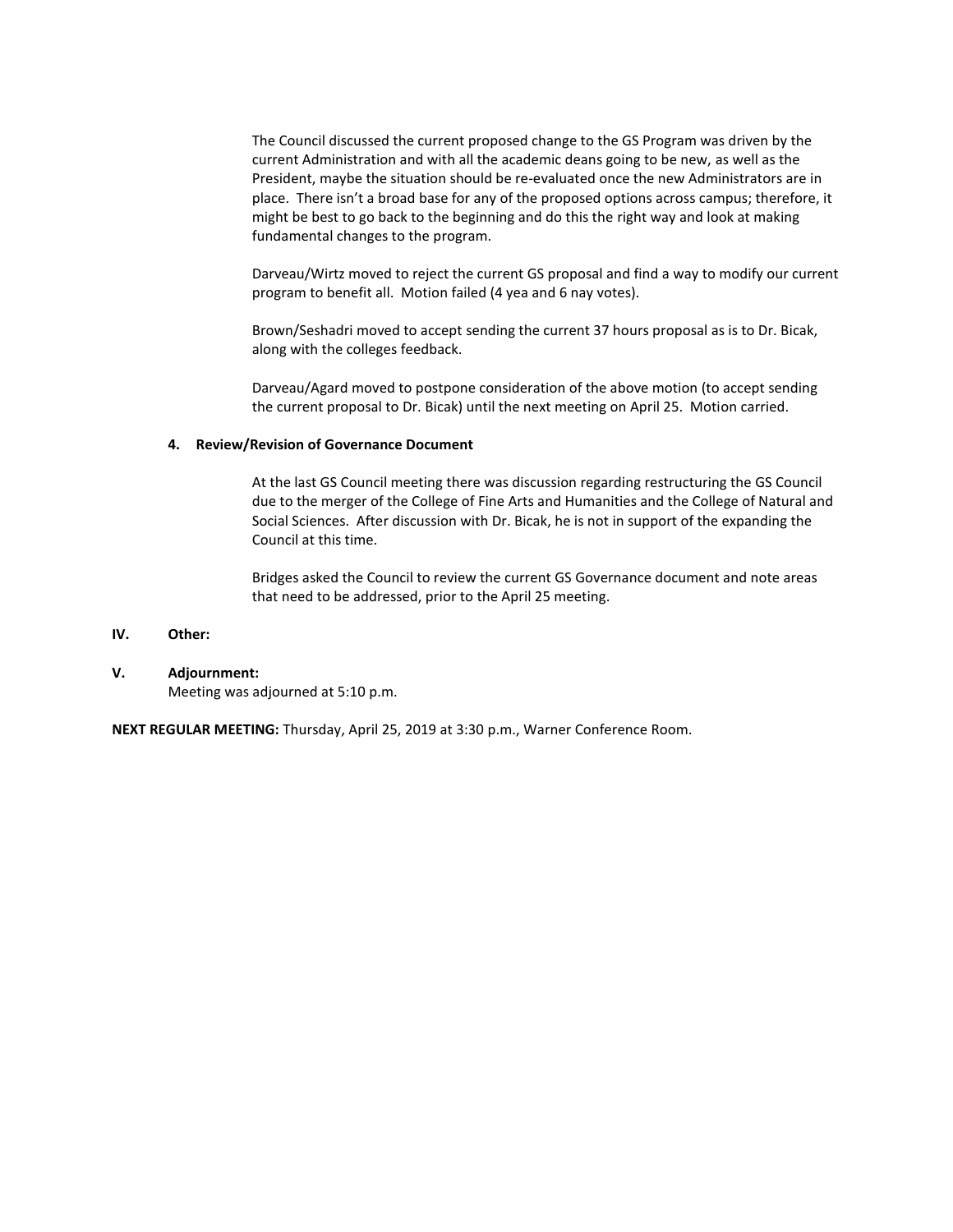The Council discussed the current proposed change to the GS Program was driven by the current Administration and with all the academic deans going to be new, as well as the President, maybe the situation should be re-evaluated once the new Administrators are in place. There isn't a broad base for any of the proposed options across campus; therefore, it might be best to go back to the beginning and do this the right way and look at making fundamental changes to the program.

Darveau/Wirtz moved to reject the current GS proposal and find a way to modify our current program to benefit all. Motion failed (4 yea and 6 nay votes).

Brown/Seshadri moved to accept sending the current 37 hours proposal as is to Dr. Bicak, along with the colleges feedback.

Darveau/Agard moved to postpone consideration of the above motion (to accept sending the current proposal to Dr. Bicak) until the next meeting on April 25. Motion carried.

**4. Review/Revision of Governance Document**

At the last GS Council meeting there was discussion regarding restructuring the GS Council due to the merger of the College of Fine Arts and Humanities and the College of Natural and Social Sciences. After discussion with Dr. Bicak, he is not in support of the expanding the Council at this time.

Bridges asked the Council to review the current GS Governance document and note areas that need to be addressed, prior to the April 25 meeting.

**IV. Other:**

**V. Adjournment:**
Meeting was adjourned at 5:10 p.m.

**NEXT REGULAR MEETING:** Thursday, April 25, 2019 at 3:30 p.m., Warner Conference Room.